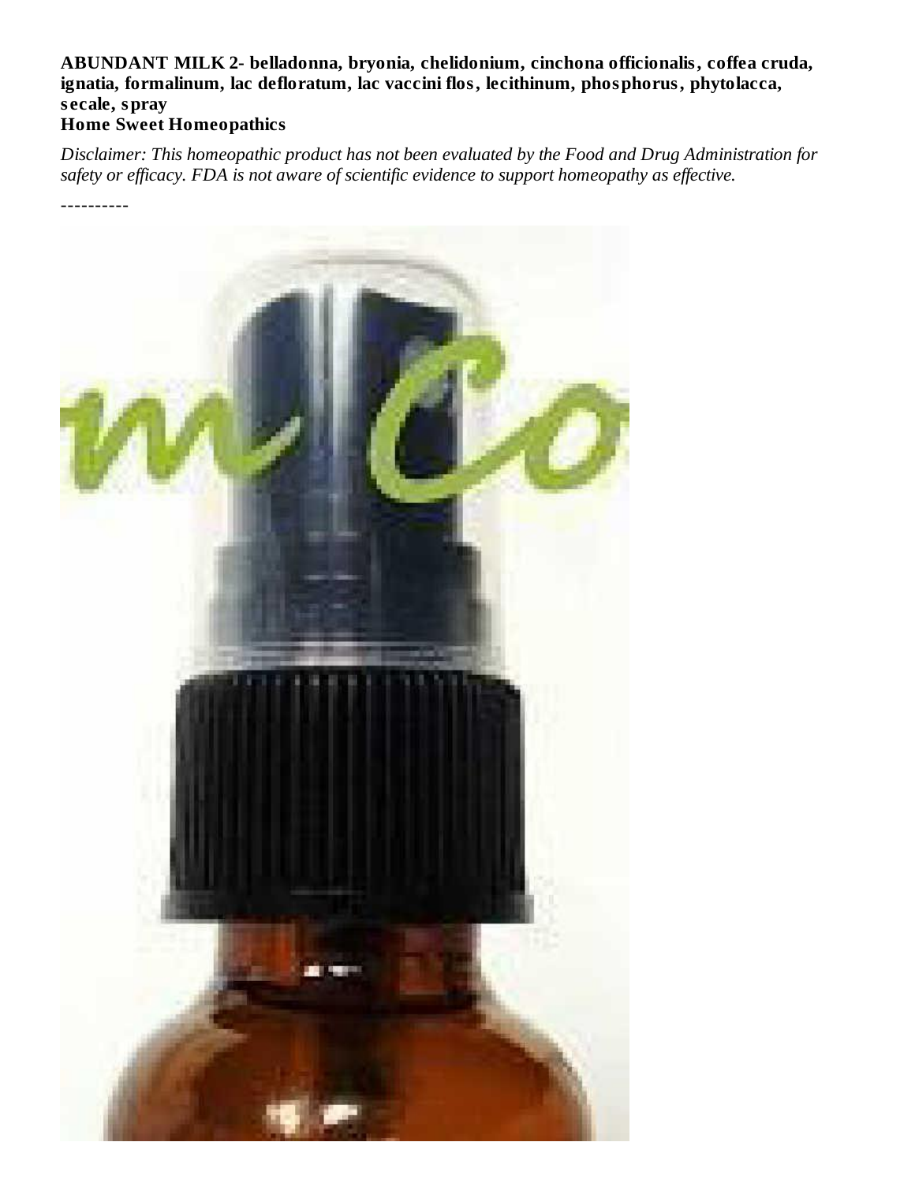**ABUNDANT MILK 2- belladonna, bryonia, chelidonium, cinchona officionalis, coffea cruda, ignatia, formalinum, lac defloratum, lac vaccini flos, lecithinum, phosphorus, phytolacca, secale, spray**

**Home Sweet Homeopathics**

*Disclaimer: This homeopathic product has not been evaluated by the Food and Drug Administration for safety or efficacy. FDA is not aware of scientific evidence to support homeopathy as effective.*

----------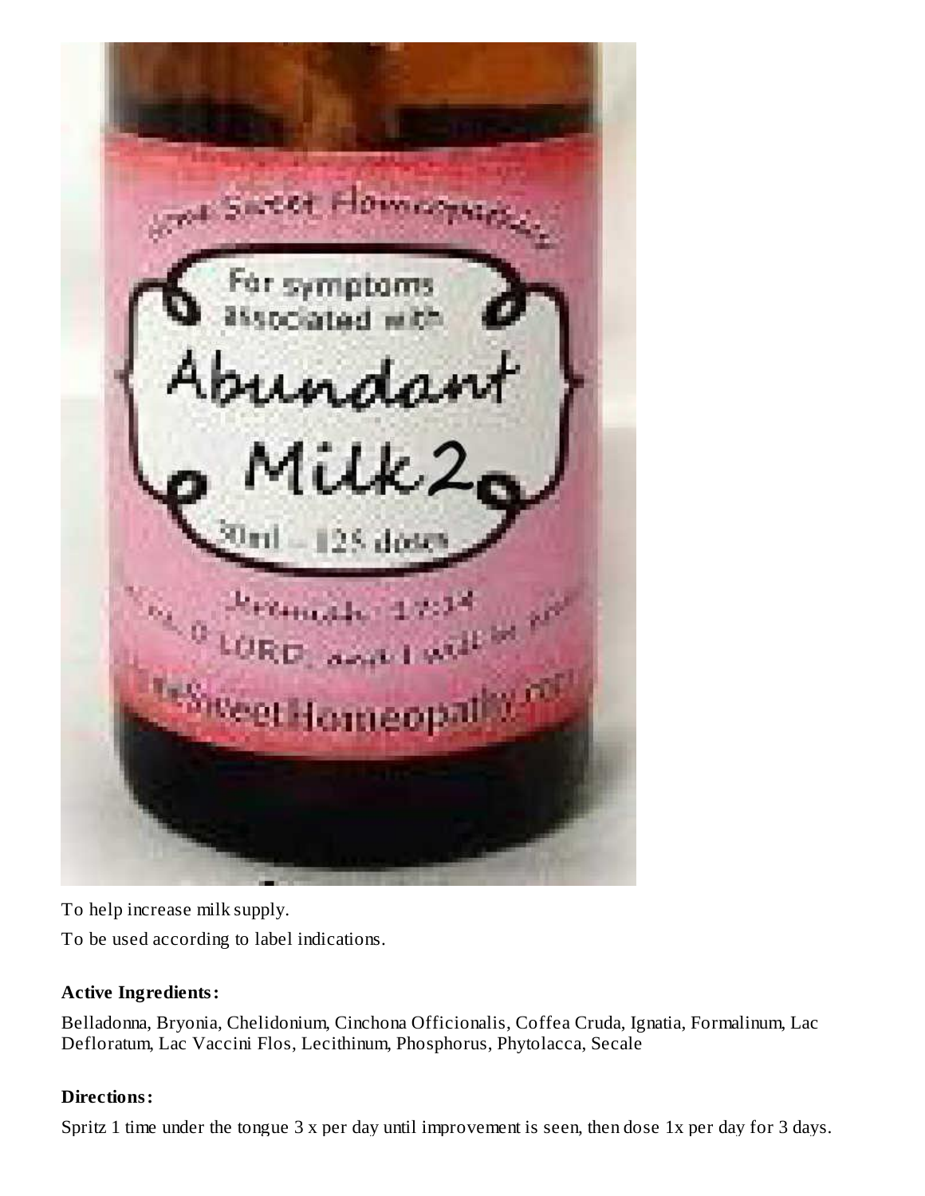To help increase milk supply.

To be used according to label indications.

**Active Ingredients:**

Belladonna, Bryonia, Chelidonium, Cinchona Officionalis, Coffea Cruda, Ignatia, Formalinum, Lac Defloratum, Lac Vaccini Flos, Lecithinum, Phosphorus, Phytolacca, Secale

**Directions:**

Spritz 1 time under the tongue 3 x per day until improvement is seen, then dose 1x per day for 3 days.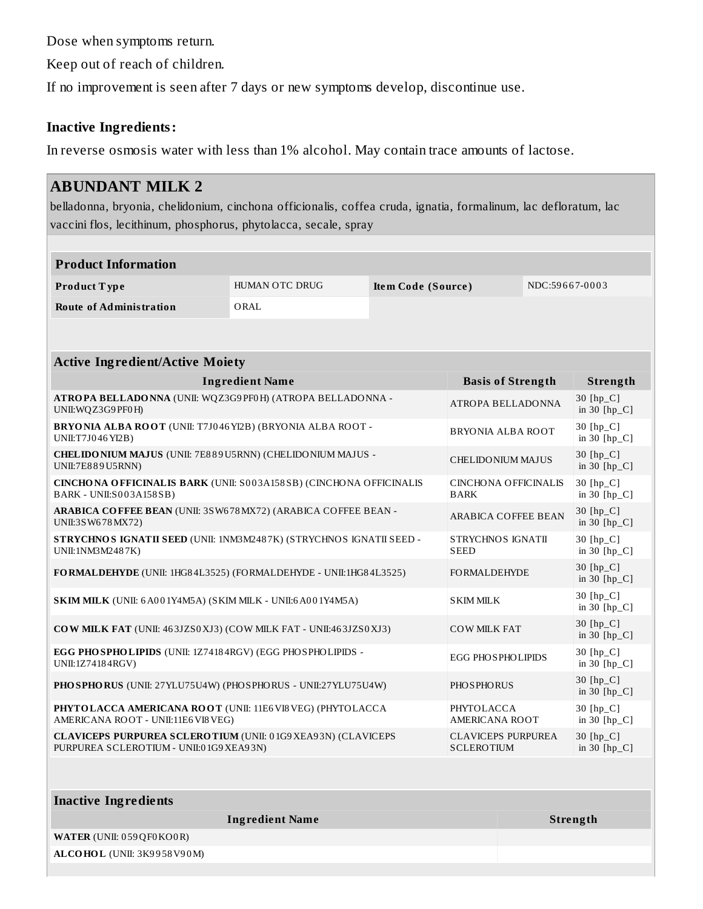Dose when symptoms return.

Keep out of reach of children.

If no improvement is seen after 7 days or new symptoms develop, discontinue use.

### Inactive Ingredients:

In reverse osmosis water with less than 1% alcohol. May contain trace amounts of lactose.

## ABUNDANT MILK 2

belladonna, bryonia, chelidonium, cinchona officionalis, coffea cruda, ignatia, formalinum, lac defloratum, lac vaccini flos, lecithinum, phosphorus, phytolacca, secale, spray

| Product Information | | | |
|---|---|---|---|
| **Product Type** | HUMAN OTC DRUG | **Item Code (Source)** | NDC:59667-0003 |
| **Route of Administration** | ORAL | | |

| Active Ingredient/Active Moiety | | |
|---|---|---|
| **Ingredient Name** | **Basis of Strength** | **Strength** |
| **ATROPA BELLADONNA** (UNII: WQZ3G9PF0H) (ATROPA BELLADONNA - UNII:WQZ3G9PF0H) | ATROPA BELLADONNA | 30 [hp_C] in 30 [hp_C] |
| **BRYONIA ALBA ROOT** (UNII: T7J046YI2B) (BRYONIA ALBA ROOT - UNII:T7J046YI2B) | BRYONIA ALBA ROOT | 30 [hp_C] in 30 [hp_C] |
| **CHELIDONIUM MAJUS** (UNII: 7E889U5RNN) (CHELIDONIUM MAJUS - UNII:7E889U5RNN) | CHELIDONIUM MAJUS | 30 [hp_C] in 30 [hp_C] |
| **CINCHONA OFFICINALIS BARK** (UNII: S003A158SB) (CINCHONA OFFICINALIS BARK - UNII:S003A158SB) | CINCHONA OFFICINALIS BARK | 30 [hp_C] in 30 [hp_C] |
| **ARABICA COFFEE BEAN** (UNII: 3SW678MX72) (ARABICA COFFEE BEAN - UNII:3SW678MX72) | ARABICA COFFEE BEAN | 30 [hp_C] in 30 [hp_C] |
| **STRYCHNOS IGNATII SEED** (UNII: 1NM3M2487K) (STRYCHNOS IGNATII SEED - UNII:1NM3M2487K) | STRYCHNOS IGNATII SEED | 30 [hp_C] in 30 [hp_C] |
| **FORMALDEHYDE** (UNII: 1HG84L3525) (FORMALDEHYDE - UNII:1HG84L3525) | FORMALDEHYDE | 30 [hp_C] in 30 [hp_C] |
| **SKIM MILK** (UNII: 6A001Y4M5A) (SKIM MILK - UNII:6A001Y4M5A) | SKIM MILK | 30 [hp_C] in 30 [hp_C] |
| **COW MILK FAT** (UNII: 463JZS0XJ3) (COW MILK FAT - UNII:463JZS0XJ3) | COW MILK FAT | 30 [hp_C] in 30 [hp_C] |
| **EGG PHOSPHOLIPIDS** (UNII: 1Z74184RGV) (EGG PHOSPHOLIPIDS - UNII:1Z74184RGV) | EGG PHOSPHOLIPIDS | 30 [hp_C] in 30 [hp_C] |
| **PHOSPHORUS** (UNII: 27YLU75U4W) (PHOSPHORUS - UNII:27YLU75U4W) | PHOSPHORUS | 30 [hp_C] in 30 [hp_C] |
| **PHYTOLACCA AMERICANA ROOT** (UNII: 11E6VI8VEG) (PHYTOLACCA AMERICANA ROOT - UNII:11E6VI8VEG) | PHYTOLACCA AMERICANA ROOT | 30 [hp_C] in 30 [hp_C] |
| **CLAVICEPS PURPUREA SCLEROTIUM** (UNII: 01G9XEA93N) (CLAVICEPS PURPUREA SCLEROTIUM - UNII:01G9XEA93N) | CLAVICEPS PURPUREA SCLEROTIUM | 30 [hp_C] in 30 [hp_C] |

| Inactive Ingredients | |
|---|---|
| **Ingredient Name** | **Strength** |
| **WATER** (UNII: 059QF0KO0R) | |
| **ALCOHOL** (UNII: 3K9958V90M) | |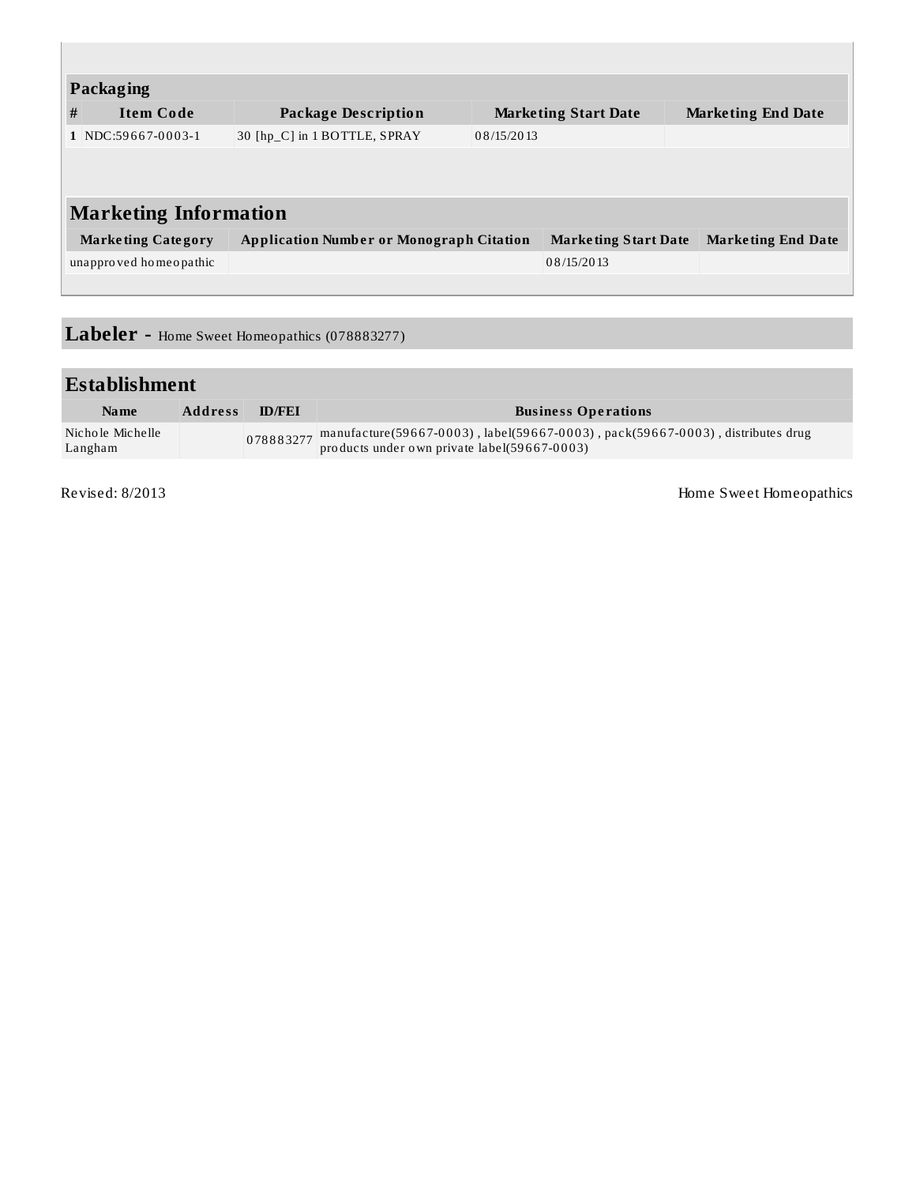## Packaging

| # | Item Code | Package Description | Marketing Start Date | Marketing End Date |
|---|---|---|---|---|
| 1 | NDC:59667-0003-1 | 30 [hp_C] in 1 BOTTLE, SPRAY | 08/15/2013 | |

## Marketing Information

| Marketing Category | Application Number or Monograph Citation | Marketing Start Date | Marketing End Date |
|---|---|---|---|
| unapproved homeopathic | | 08/15/2013 | |

## Labeler - Home Sweet Homeopathics (078883277)

## Establishment

| Name | Address | ID/FEI | Business Operations |
|---|---|---|---|
| Nichole Michelle Langham | | 078883277 | manufacture(59667-0003) , label(59667-0003) , pack(59667-0003) , distributes drug products under own private label(59667-0003) |

Revised: 8/2013

Home Sweet Homeopathics